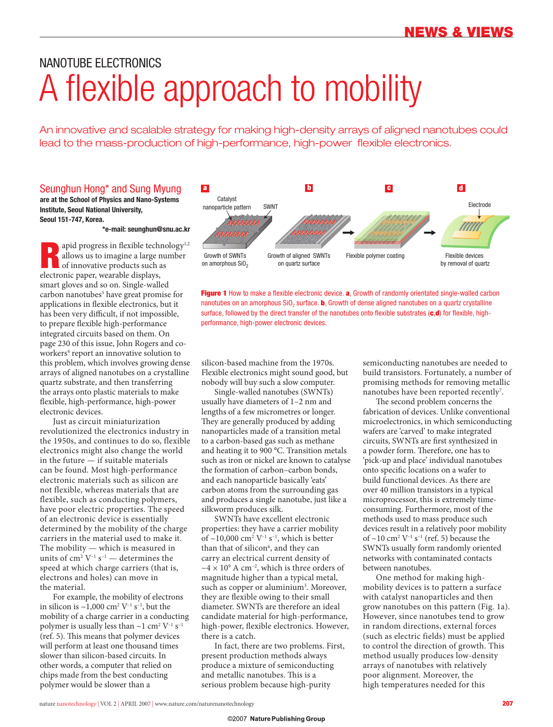# NANOTUBE ELECTRONICS

# A flexible approach to mobility

An innovative and scalable strategy for making high-density arrays of aligned nanotubes could lead to the mass-production of high-performance, high-power flexible electronics.

## Seunghun Hong* and Sung Myung

**are at the School of Physics and Nano-Systems Institute, Seoul National University, Seoul 151-747, Korea.**

**\*e-mail: seunghun@snu.ac.kr**

Rapid progress in flexible technology[1,2] allows us to imagine a large number of innovative products such as electronic paper, wearable displays, smart gloves and so on. Single-walled carbon nanotubes[3] have great promise for applications in flexible electronics, but it has been very difficult, if not impossible, to prepare flexible high-performance integrated circuits based on them. On page 230 of this issue, John Rogers and co-workers[4] report an innovative solution to this problem, which involves growing dense arrays of aligned nanotubes on a crystalline quartz substrate, and then transferring the arrays onto plastic materials to make flexible, high-performance, high-power electronic devices.

Just as circuit miniaturization revolutionized the electronics industry in the 1950s, and continues to do so, flexible electronics might also change the world in the future — if suitable materials can be found. Most high-performance electronic materials such as silicon are not flexible, whereas materials that are flexible, such as conducting polymers, have poor electric properties. The speed of an electronic device is essentially determined by the mobility of the charge carriers in the material used to make it. The mobility — which is measured in units of $cm^2\ V^{-1}\ s^{-1}$ — determines the speed at which charge carriers (that is, electrons and holes) can move in the material.

For example, the mobility of electrons in silicon is $\sim$1,000 $cm^2\ V^{-1}\ s^{-1}$, but the mobility of a charge carrier in a conducting polymer is usually less than $\sim$1 $cm^2\ V^{-1}\ s^{-1}$ (ref. 5). This means that polymer devices will perform at least one thousand times slower than silicon-based circuits. In other words, a computer that relied on chips made from the best conducting polymer would be slower than a silicon-based machine from the 1970s. Flexible electronics might sound good, but nobody will buy such a slow computer.

Single-walled nanotubes (SWNTs) usually have diameters of 1–2 nm and lengths of a few micrometres or longer. They are generally produced by adding nanoparticles made of a transition metal to a carbon-based gas such as methane and heating it to 900 °C. Transition metals such as iron or nickel are known to catalyse the formation of carbon–carbon bonds, and each nanoparticle basically 'eats' carbon atoms from the surrounding gas and produces a single nanotube, just like a silkworm produces silk.

SWNTs have excellent electronic properties: they have a carrier mobility of $\sim$10,000 $cm^2\ V^{-1}\ s^{-1}$, which is better than that of silicon[6], and they can carry an electrical current density of $\sim 4 \times 10^9$ A $cm^{-2}$, which is three orders of magnitude higher than a typical metal, such as copper or aluminium[3]. Moreover, they are flexible owing to their small diameter. SWNTs are therefore an ideal candidate material for high-performance, high-power, flexible electronics. However, there is a catch.

In fact, there are two problems. First, present production methods always produce a mixture of semiconducting and metallic nanotubes. This is a serious problem because high-purity semiconducting nanotubes are needed to build transistors. Fortunately, a number of promising methods for removing metallic nanotubes have been reported recently[7].

The second problem concerns the fabrication of devices. Unlike conventional microelectronics, in which semiconducting wafers are 'carved' to make integrated circuits, SWNTs are first synthesized in a powder form. Therefore, one has to 'pick-up and place' individual nanotubes onto specific locations on a wafer to build functional devices. As there are over 40 million transistors in a typical microprocessor, this is extremely time-consuming. Furthermore, most of the methods used to mass produce such devices result in a relatively poor mobility of $\sim$10 $cm^2\ V^{-1}\ s^{-1}$ (ref. 5) because the SWNTs usually form randomly oriented networks with contaminated contacts between nanotubes.

One method for making high-mobility devices is to pattern a surface with catalyst nanoparticles and then grow nanotubes on this pattern (Fig. 1a). However, since nanotubes tend to grow in random directions, external forces (such as electric fields) must be applied to control the direction of growth. This method usually produces low-density arrays of nanotubes with relatively poor alignment. Moreover, the high temperatures needed for this

**Figure 1** How to make a flexible electronic device. **a**, Growth of randomly orientated single-walled carbon nanotubes on an amorphous $SiO_2$ surface. **b**, Growth of dense aligned nanotubes on a quartz crystalline surface, followed by the direct transfer of the nanotubes onto flexible substrates (**c**,**d**) for flexible, high-performance, high-power electronic devices.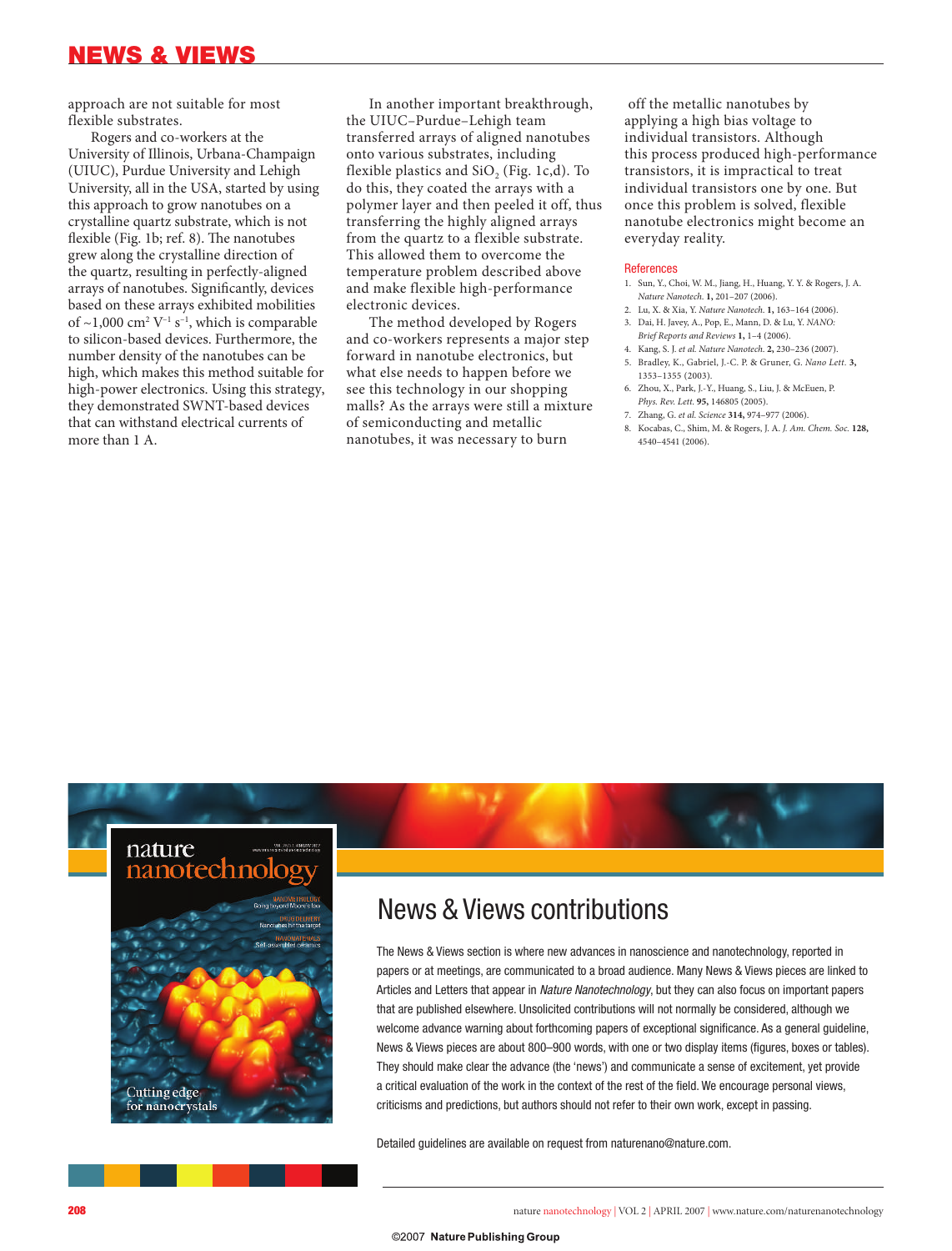approach are not suitable for most flexible substrates.

Rogers and co-workers at the University of Illinois, Urbana-Champaign (UIUC), Purdue University and Lehigh University, all in the USA, started by using this approach to grow nanotubes on a crystalline quartz substrate, which is not flexible (Fig. 1b; ref. 8). The nanotubes grew along the crystalline direction of the quartz, resulting in perfectly-aligned arrays of nanotubes. Significantly, devices based on these arrays exhibited mobilities of ~1,000 $cm^2 V^{-1} s^{-1}$, which is comparable to silicon-based devices. Furthermore, the number density of the nanotubes can be high, which makes this method suitable for high-power electronics. Using this strategy, they demonstrated SWNT-based devices that can withstand electrical currents of more than 1 A.

In another important breakthrough, the UIUC–Purdue–Lehigh team transferred arrays of aligned nanotubes onto various substrates, including flexible plastics and $SiO_2$ (Fig. 1c,d). To do this, they coated the arrays with a polymer layer and then peeled it off, thus transferring the highly aligned arrays from the quartz to a flexible substrate. This allowed them to overcome the temperature problem described above and make flexible high-performance electronic devices.

The method developed by Rogers and co-workers represents a major step forward in nanotube electronics, but what else needs to happen before we see this technology in our shopping malls? As the arrays were still a mixture of semiconducting and metallic nanotubes, it was necessary to burn off the metallic nanotubes by applying a high bias voltage to individual transistors. Although this process produced high-performance transistors, it is impractical to treat individual transistors one by one. But once this problem is solved, flexible nanotube electronics might become an everyday reality.

## References

1. Sun, Y., Choi, W. M., Jiang, H., Huang, Y. Y. & Rogers, J. A. *Nature Nanotech.* **1,** 201–207 (2006).
2. Lu, X. & Xia, Y. *Nature Nanotech.* **1,** 163–164 (2006).
3. Dai, H. Javey, A., Pop, E., Mann, D. & Lu, Y. *NANO: Brief Reports and Reviews* **1,** 1–4 (2006).
4. Kang, S. J. *et al. Nature Nanotech.* **2,** 230–236 (2007).
5. Bradley, K., Gabriel, J.-C. P. & Gruner, G. *Nano Lett.* **3,** 1353–1355 (2003).
6. Zhou, X., Park, J.-Y., Huang, S., Liu, J. & McEuen, P. *Phys. Rev. Lett.* **95,** 146805 (2005).
7. Zhang, G. *et al. Science* **314,** 974–977 (2006).
8. Kocabas, C., Shim, M. & Rogers, J. A. *J. Am. Chem. Soc.* **128,** 4540–4541 (2006).

# News & Views contributions

The News & Views section is where new advances in nanoscience and nanotechnology, reported in papers or at meetings, are communicated to a broad audience. Many News & Views pieces are linked to Articles and Letters that appear in *Nature Nanotechnology*, but they can also focus on important papers that are published elsewhere. Unsolicited contributions will not normally be considered, although we welcome advance warning about forthcoming papers of exceptional significance. As a general guideline, News & Views pieces are about 800–900 words, with one or two display items (figures, boxes or tables). They should make clear the advance (the 'news') and communicate a sense of excitement, yet provide a critical evaluation of the work in the context of the rest of the field. We encourage personal views, criticisms and predictions, but authors should not refer to their own work, except in passing.

Detailed guidelines are available on request from naturenano@nature.com.